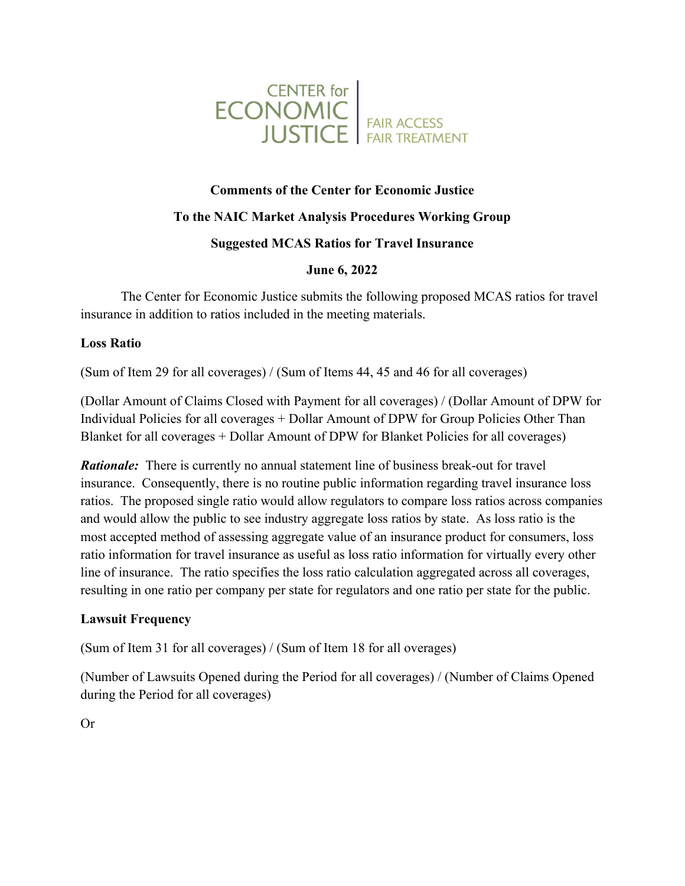CENTER for ECONOMIC JUSTICE | FAIR ACCESS FAIR TREATMENT

**Comments of the Center for Economic Justice**

**To the NAIC Market Analysis Procedures Working Group**

**Suggested MCAS Ratios for Travel Insurance**

**June 6, 2022**

The Center for Economic Justice submits the following proposed MCAS ratios for travel insurance in addition to ratios included in the meeting materials.

**Loss Ratio**

(Sum of Item 29 for all coverages) / (Sum of Items 44, 45 and 46 for all coverages)

(Dollar Amount of Claims Closed with Payment for all coverages) / (Dollar Amount of DPW for Individual Policies for all coverages + Dollar Amount of DPW for Group Policies Other Than Blanket for all coverages + Dollar Amount of DPW for Blanket Policies for all coverages)

***Rationale:*** There is currently no annual statement line of business break-out for travel insurance. Consequently, there is no routine public information regarding travel insurance loss ratios. The proposed single ratio would allow regulators to compare loss ratios across companies and would allow the public to see industry aggregate loss ratios by state. As loss ratio is the most accepted method of assessing aggregate value of an insurance product for consumers, loss ratio information for travel insurance as useful as loss ratio information for virtually every other line of insurance. The ratio specifies the loss ratio calculation aggregated across all coverages, resulting in one ratio per company per state for regulators and one ratio per state for the public.

**Lawsuit Frequency**

(Sum of Item 31 for all coverages) / (Sum of Item 18 for all overages)

(Number of Lawsuits Opened during the Period for all coverages) / (Number of Claims Opened during the Period for all coverages)

Or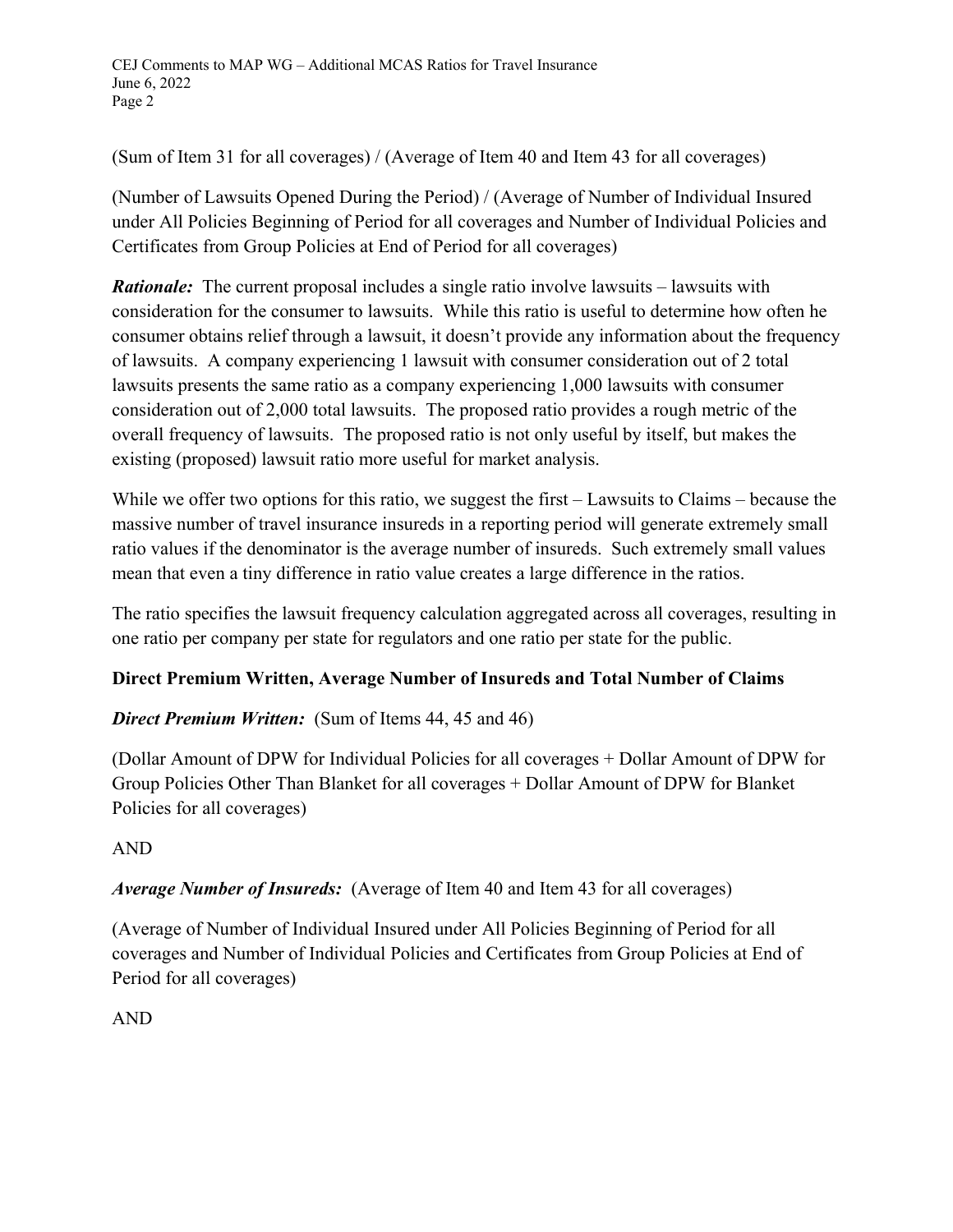(Sum of Item 31 for all coverages) / (Average of Item 40 and Item 43 for all coverages)

(Number of Lawsuits Opened During the Period) / (Average of Number of Individual Insured under All Policies Beginning of Period for all coverages and Number of Individual Policies and Certificates from Group Policies at End of Period for all coverages)

***Rationale:*** The current proposal includes a single ratio involve lawsuits – lawsuits with consideration for the consumer to lawsuits. While this ratio is useful to determine how often he consumer obtains relief through a lawsuit, it doesn't provide any information about the frequency of lawsuits. A company experiencing 1 lawsuit with consumer consideration out of 2 total lawsuits presents the same ratio as a company experiencing 1,000 lawsuits with consumer consideration out of 2,000 total lawsuits. The proposed ratio provides a rough metric of the overall frequency of lawsuits. The proposed ratio is not only useful by itself, but makes the existing (proposed) lawsuit ratio more useful for market analysis.

While we offer two options for this ratio, we suggest the first – Lawsuits to Claims – because the massive number of travel insurance insureds in a reporting period will generate extremely small ratio values if the denominator is the average number of insureds. Such extremely small values mean that even a tiny difference in ratio value creates a large difference in the ratios.

The ratio specifies the lawsuit frequency calculation aggregated across all coverages, resulting in one ratio per company per state for regulators and one ratio per state for the public.

**Direct Premium Written, Average Number of Insureds and Total Number of Claims**

***Direct Premium Written:*** (Sum of Items 44, 45 and 46)

(Dollar Amount of DPW for Individual Policies for all coverages + Dollar Amount of DPW for Group Policies Other Than Blanket for all coverages + Dollar Amount of DPW for Blanket Policies for all coverages)

AND

***Average Number of Insureds:*** (Average of Item 40 and Item 43 for all coverages)

(Average of Number of Individual Insured under All Policies Beginning of Period for all coverages and Number of Individual Policies and Certificates from Group Policies at End of Period for all coverages)

AND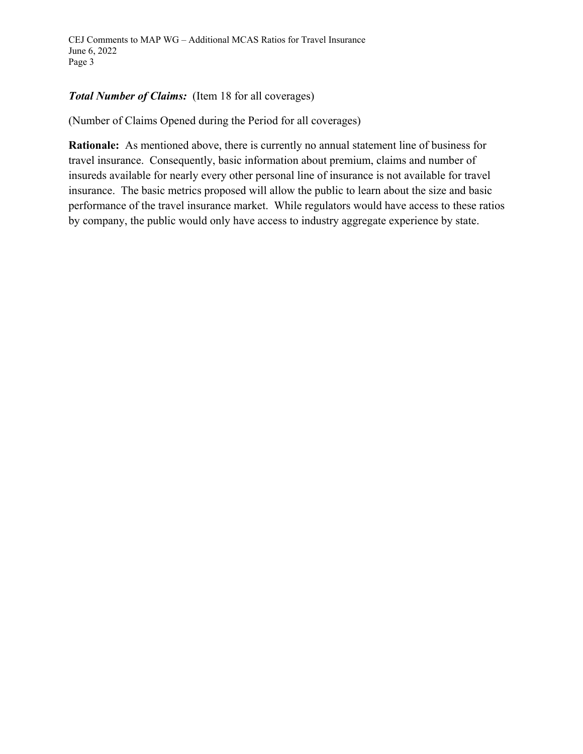***Total Number of Claims:*** (Item 18 for all coverages)

(Number of Claims Opened during the Period for all coverages)

**Rationale:** As mentioned above, there is currently no annual statement line of business for travel insurance. Consequently, basic information about premium, claims and number of insureds available for nearly every other personal line of insurance is not available for travel insurance. The basic metrics proposed will allow the public to learn about the size and basic performance of the travel insurance market. While regulators would have access to these ratios by company, the public would only have access to industry aggregate experience by state.